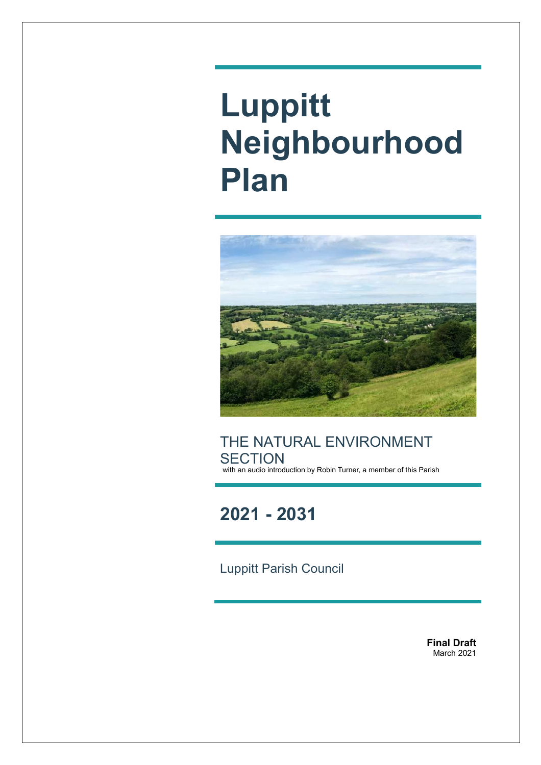# Luppitt Neighbourhood Plan

THE NATURAL ENVIRONMENT SECTION

with an audio introduction by Robin Turner, a member of this Parish

## 2021 - 2031

Luppitt Parish Council

**Final Draft**
March 2021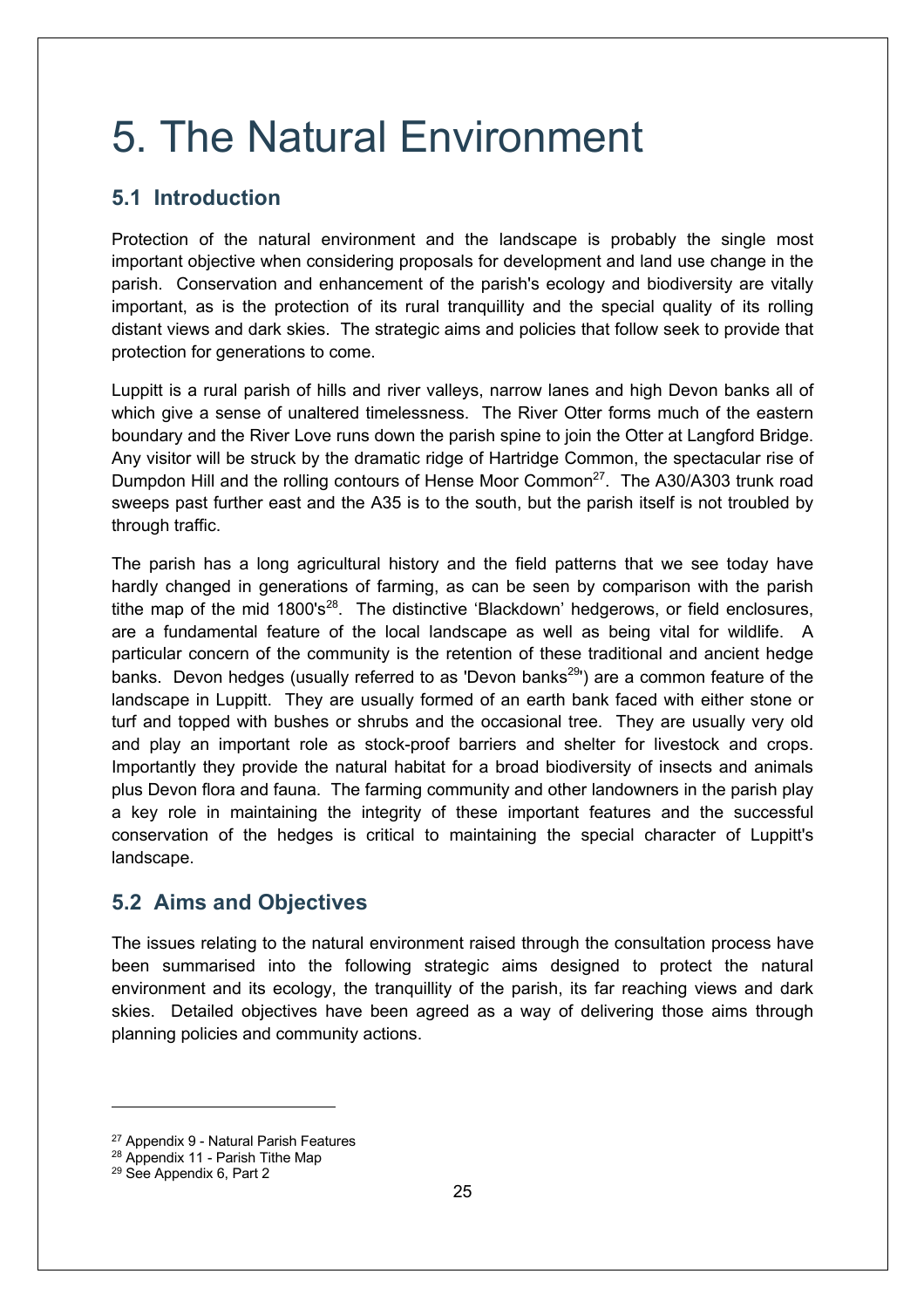# 5. The Natural Environment

## 5.1 Introduction

Protection of the natural environment and the landscape is probably the single most important objective when considering proposals for development and land use change in the parish. Conservation and enhancement of the parish's ecology and biodiversity are vitally important, as is the protection of its rural tranquillity and the special quality of its rolling distant views and dark skies. The strategic aims and policies that follow seek to provide that protection for generations to come.

Luppitt is a rural parish of hills and river valleys, narrow lanes and high Devon banks all of which give a sense of unaltered timelessness. The River Otter forms much of the eastern boundary and the River Love runs down the parish spine to join the Otter at Langford Bridge. Any visitor will be struck by the dramatic ridge of Hartridge Common, the spectacular rise of Dumpdon Hill and the rolling contours of Hense Moor Common[27]. The A30/A303 trunk road sweeps past further east and the A35 is to the south, but the parish itself is not troubled by through traffic.

The parish has a long agricultural history and the field patterns that we see today have hardly changed in generations of farming, as can be seen by comparison with the parish tithe map of the mid 1800's[28]. The distinctive 'Blackdown' hedgerows, or field enclosures, are a fundamental feature of the local landscape as well as being vital for wildlife. A particular concern of the community is the retention of these traditional and ancient hedge banks. Devon hedges (usually referred to as 'Devon banks[29]') are a common feature of the landscape in Luppitt. They are usually formed of an earth bank faced with either stone or turf and topped with bushes or shrubs and the occasional tree. They are usually very old and play an important role as stock-proof barriers and shelter for livestock and crops. Importantly they provide the natural habitat for a broad biodiversity of insects and animals plus Devon flora and fauna. The farming community and other landowners in the parish play a key role in maintaining the integrity of these important features and the successful conservation of the hedges is critical to maintaining the special character of Luppitt's landscape.

## 5.2 Aims and Objectives

The issues relating to the natural environment raised through the consultation process have been summarised into the following strategic aims designed to protect the natural environment and its ecology, the tranquillity of the parish, its far reaching views and dark skies. Detailed objectives have been agreed as a way of delivering those aims through planning policies and community actions.

---

[27] Appendix 9 - Natural Parish Features

[28] Appendix 11 - Parish Tithe Map

[29] See Appendix 6, Part 2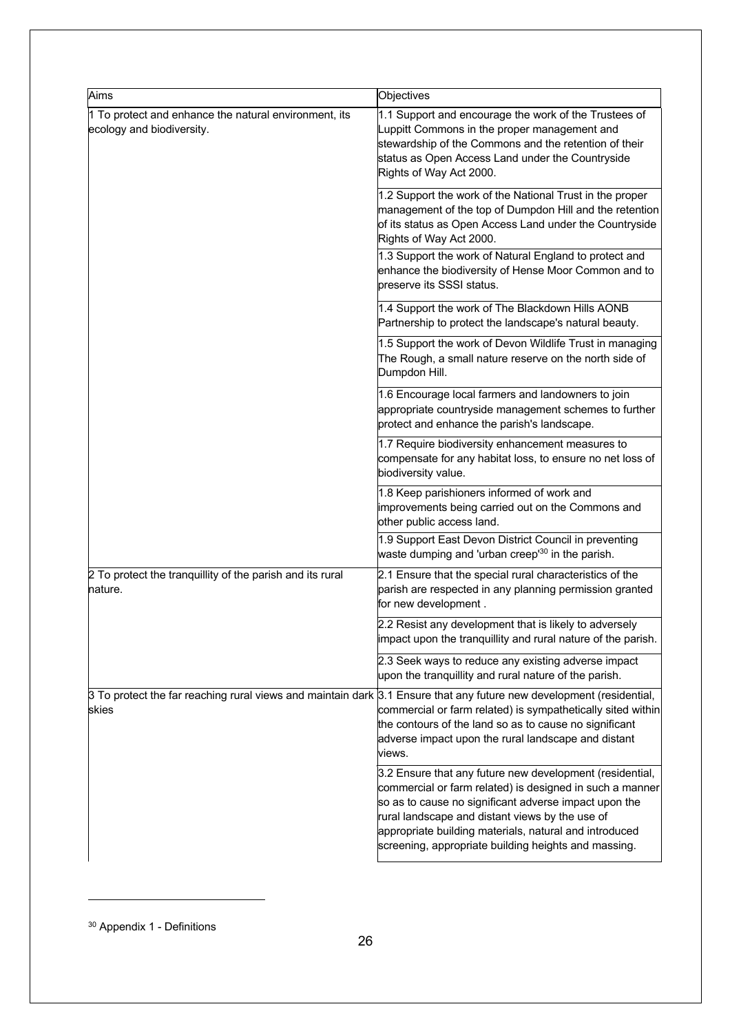| Aims | Objectives |
| --- | --- |
| 1 To protect and enhance the natural environment, its ecology and biodiversity. | 1.1 Support and encourage the work of the Trustees of Luppitt Commons in the proper management and stewardship of the Commons and the retention of their status as Open Access Land under the Countryside Rights of Way Act 2000. |
| | 1.2 Support the work of the National Trust in the proper management of the top of Dumpdon Hill and the retention of its status as Open Access Land under the Countryside Rights of Way Act 2000. |
| | 1.3 Support the work of Natural England to protect and enhance the biodiversity of Hense Moor Common and to preserve its SSSI status. |
| | 1.4 Support the work of The Blackdown Hills AONB Partnership to protect the landscape's natural beauty. |
| | 1.5 Support the work of Devon Wildlife Trust in managing The Rough, a small nature reserve on the north side of Dumpdon Hill. |
| | 1.6 Encourage local farmers and landowners to join appropriate countryside management schemes to further protect and enhance the parish's landscape. |
| | 1.7 Require biodiversity enhancement measures to compensate for any habitat loss, to ensure no net loss of biodiversity value. |
| | 1.8 Keep parishioners informed of work and improvements being carried out on the Commons and other public access land. |
| | 1.9 Support East Devon District Council in preventing waste dumping and 'urban creep'[30] in the parish. |
| 2 To protect the tranquillity of the parish and its rural nature. | 2.1 Ensure that the special rural characteristics of the parish are respected in any planning permission granted for new development . |
| | 2.2 Resist any development that is likely to adversely impact upon the tranquillity and rural nature of the parish. |
| | 2.3 Seek ways to reduce any existing adverse impact upon the tranquillity and rural nature of the parish. |
| 3 To protect the far reaching rural views and maintain dark skies | 3.1 Ensure that any future new development (residential, commercial or farm related) is sympathetically sited within the contours of the land so as to cause no significant adverse impact upon the rural landscape and distant views. |
| | 3.2 Ensure that any future new development (residential, commercial or farm related) is designed in such a manner so as to cause no significant adverse impact upon the rural landscape and distant views by the use of appropriate building materials, natural and introduced screening, appropriate building heights and massing. |

[30] Appendix 1 - Definitions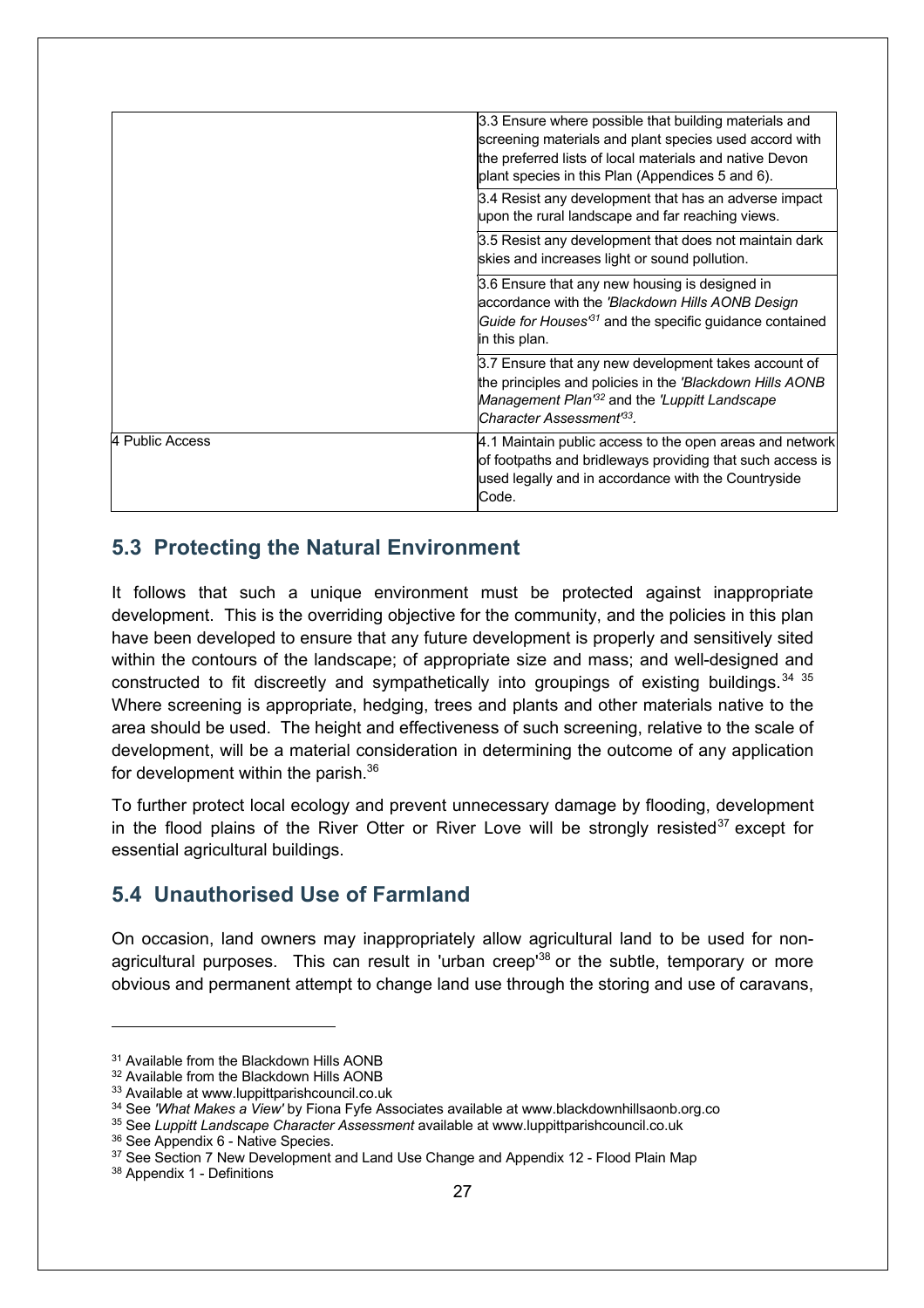| | |
|---|---|
| | 3.3 Ensure where possible that building materials and screening materials and plant species used accord with the preferred lists of local materials and native Devon plant species in this Plan (Appendices 5 and 6). |
| | 3.4 Resist any development that has an adverse impact upon the rural landscape and far reaching views. |
| | 3.5 Resist any development that does not maintain dark skies and increases light or sound pollution. |
| | 3.6 Ensure that any new housing is designed in accordance with the *'Blackdown Hills AONB Design Guide for Houses'*[31] and the specific guidance contained in this plan. |
| | 3.7 Ensure that any new development takes account of the principles and policies in the *'Blackdown Hills AONB Management Plan'*[32] and the *'Luppitt Landscape Character Assessment'*[33]. |
| 4 Public Access | 4.1 Maintain public access to the open areas and network of footpaths and bridleways providing that such access is used legally and in accordance with the Countryside Code. |

## 5.3 Protecting the Natural Environment

It follows that such a unique environment must be protected against inappropriate development. This is the overriding objective for the community, and the policies in this plan have been developed to ensure that any future development is properly and sensitively sited within the contours of the landscape; of appropriate size and mass; and well-designed and constructed to fit discreetly and sympathetically into groupings of existing buildings.[34] [35] Where screening is appropriate, hedging, trees and plants and other materials native to the area should be used. The height and effectiveness of such screening, relative to the scale of development, will be a material consideration in determining the outcome of any application for development within the parish.[36]

To further protect local ecology and prevent unnecessary damage by flooding, development in the flood plains of the River Otter or River Love will be strongly resisted[37] except for essential agricultural buildings.

## 5.4 Unauthorised Use of Farmland

On occasion, land owners may inappropriately allow agricultural land to be used for non-agricultural purposes. This can result in 'urban creep'[38] or the subtle, temporary or more obvious and permanent attempt to change land use through the storing and use of caravans,

---

[31] Available from the Blackdown Hills AONB
[32] Available from the Blackdown Hills AONB
[33] Available at www.luppittparishcouncil.co.uk
[34] See *'What Makes a View'* by Fiona Fyfe Associates available at www.blackdownhillsaonb.org.co
[35] See *Luppitt Landscape Character Assessment* available at www.luppittparishcouncil.co.uk
[36] See Appendix 6 - Native Species.
[37] See Section 7 New Development and Land Use Change and Appendix 12 - Flood Plain Map
[38] Appendix 1 - Definitions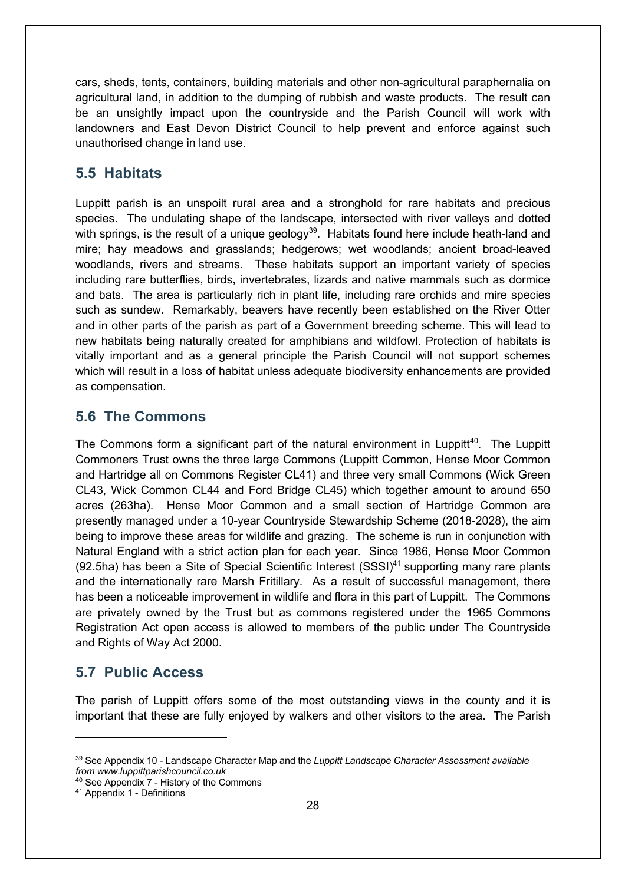cars, sheds, tents, containers, building materials and other non-agricultural paraphernalia on agricultural land, in addition to the dumping of rubbish and waste products. The result can be an unsightly impact upon the countryside and the Parish Council will work with landowners and East Devon District Council to help prevent and enforce against such unauthorised change in land use.

## 5.5 Habitats

Luppitt parish is an unspoilt rural area and a stronghold for rare habitats and precious species. The undulating shape of the landscape, intersected with river valleys and dotted with springs, is the result of a unique geology[39]. Habitats found here include heath-land and mire; hay meadows and grasslands; hedgerows; wet woodlands; ancient broad-leaved woodlands, rivers and streams. These habitats support an important variety of species including rare butterflies, birds, invertebrates, lizards and native mammals such as dormice and bats. The area is particularly rich in plant life, including rare orchids and mire species such as sundew. Remarkably, beavers have recently been established on the River Otter and in other parts of the parish as part of a Government breeding scheme. This will lead to new habitats being naturally created for amphibians and wildfowl. Protection of habitats is vitally important and as a general principle the Parish Council will not support schemes which will result in a loss of habitat unless adequate biodiversity enhancements are provided as compensation.

## 5.6 The Commons

The Commons form a significant part of the natural environment in Luppitt[40]. The Luppitt Commoners Trust owns the three large Commons (Luppitt Common, Hense Moor Common and Hartridge all on Commons Register CL41) and three very small Commons (Wick Green CL43, Wick Common CL44 and Ford Bridge CL45) which together amount to around 650 acres (263ha). Hense Moor Common and a small section of Hartridge Common are presently managed under a 10-year Countryside Stewardship Scheme (2018-2028), the aim being to improve these areas for wildlife and grazing. The scheme is run in conjunction with Natural England with a strict action plan for each year. Since 1986, Hense Moor Common (92.5ha) has been a Site of Special Scientific Interest (SSSI)[41] supporting many rare plants and the internationally rare Marsh Fritillary. As a result of successful management, there has been a noticeable improvement in wildlife and flora in this part of Luppitt. The Commons are privately owned by the Trust but as commons registered under the 1965 Commons Registration Act open access is allowed to members of the public under The Countryside and Rights of Way Act 2000.

## 5.7 Public Access

The parish of Luppitt offers some of the most outstanding views in the county and it is important that these are fully enjoyed by walkers and other visitors to the area. The Parish

---

[39] See Appendix 10 - Landscape Character Map and the *Luppitt Landscape Character Assessment available from www.luppittparishcouncil.co.uk*

[40] See Appendix 7 - History of the Commons

[41] Appendix 1 - Definitions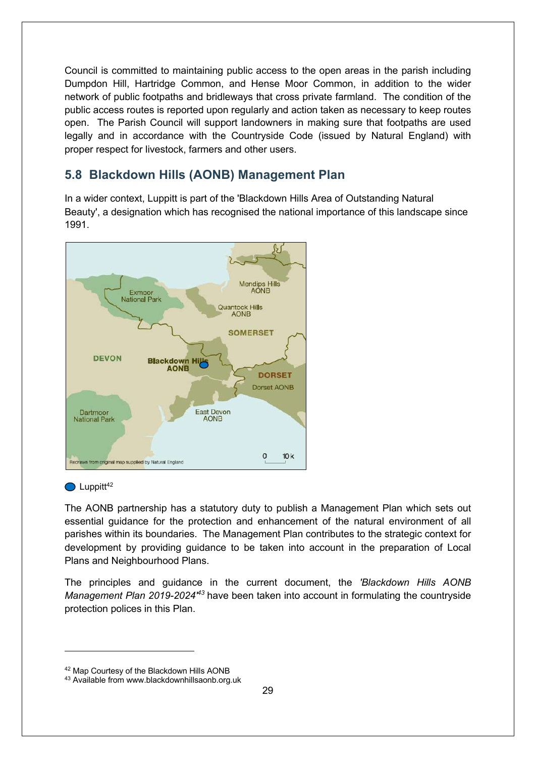Council is committed to maintaining public access to the open areas in the parish including Dumpdon Hill, Hartridge Common, and Hense Moor Common, in addition to the wider network of public footpaths and bridleways that cross private farmland. The condition of the public access routes is reported upon regularly and action taken as necessary to keep routes open. The Parish Council will support landowners in making sure that footpaths are used legally and in accordance with the Countryside Code (issued by Natural England) with proper respect for livestock, farmers and other users.

## 5.8 Blackdown Hills (AONB) Management Plan

In a wider context, Luppitt is part of the 'Blackdown Hills Area of Outstanding Natural Beauty', a designation which has recognised the national importance of this landscape since 1991.

Luppitt[42]

The AONB partnership has a statutory duty to publish a Management Plan which sets out essential guidance for the protection and enhancement of the natural environment of all parishes within its boundaries. The Management Plan contributes to the strategic context for development by providing guidance to be taken into account in the preparation of Local Plans and Neighbourhood Plans.

The principles and guidance in the current document, the *'Blackdown Hills AONB Management Plan 2019-2024'*[43] have been taken into account in formulating the countryside protection polices in this Plan.

---

[42] Map Courtesy of the Blackdown Hills AONB

[43] Available from www.blackdownhillsaonb.org.uk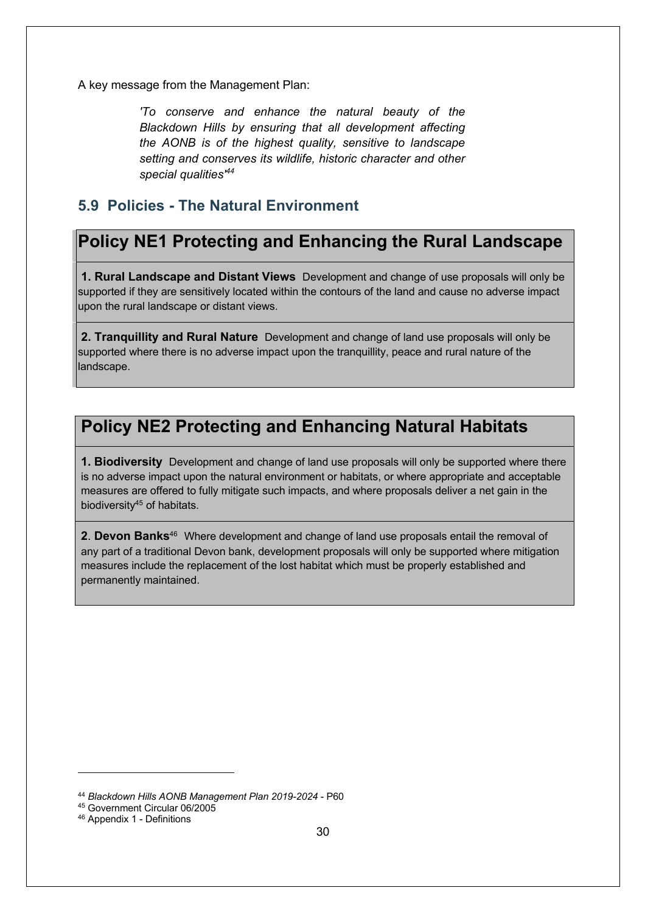A key message from the Management Plan:

> *'To conserve and enhance the natural beauty of the Blackdown Hills by ensuring that all development affecting the AONB is of the highest quality, sensitive to landscape setting and conserves its wildlife, historic character and other special qualities'*[44]

## 5.9 Policies - The Natural Environment

### Policy NE1 Protecting and Enhancing the Rural Landscape

**1. Rural Landscape and Distant Views** Development and change of use proposals will only be supported if they are sensitively located within the contours of the land and cause no adverse impact upon the rural landscape or distant views.

**2. Tranquillity and Rural Nature** Development and change of land use proposals will only be supported where there is no adverse impact upon the tranquillity, peace and rural nature of the landscape.

### Policy NE2 Protecting and Enhancing Natural Habitats

**1. Biodiversity** Development and change of land use proposals will only be supported where there is no adverse impact upon the natural environment or habitats, or where appropriate and acceptable measures are offered to fully mitigate such impacts, and where proposals deliver a net gain in the biodiversity[45] of habitats.

**2**. **Devon Banks**[46] Where development and change of land use proposals entail the removal of any part of a traditional Devon bank, development proposals will only be supported where mitigation measures include the replacement of the lost habitat which must be properly established and permanently maintained.

---

[44] *Blackdown Hills AONB Management Plan 2019-2024* - P60
[45] Government Circular 06/2005
[46] Appendix 1 - Definitions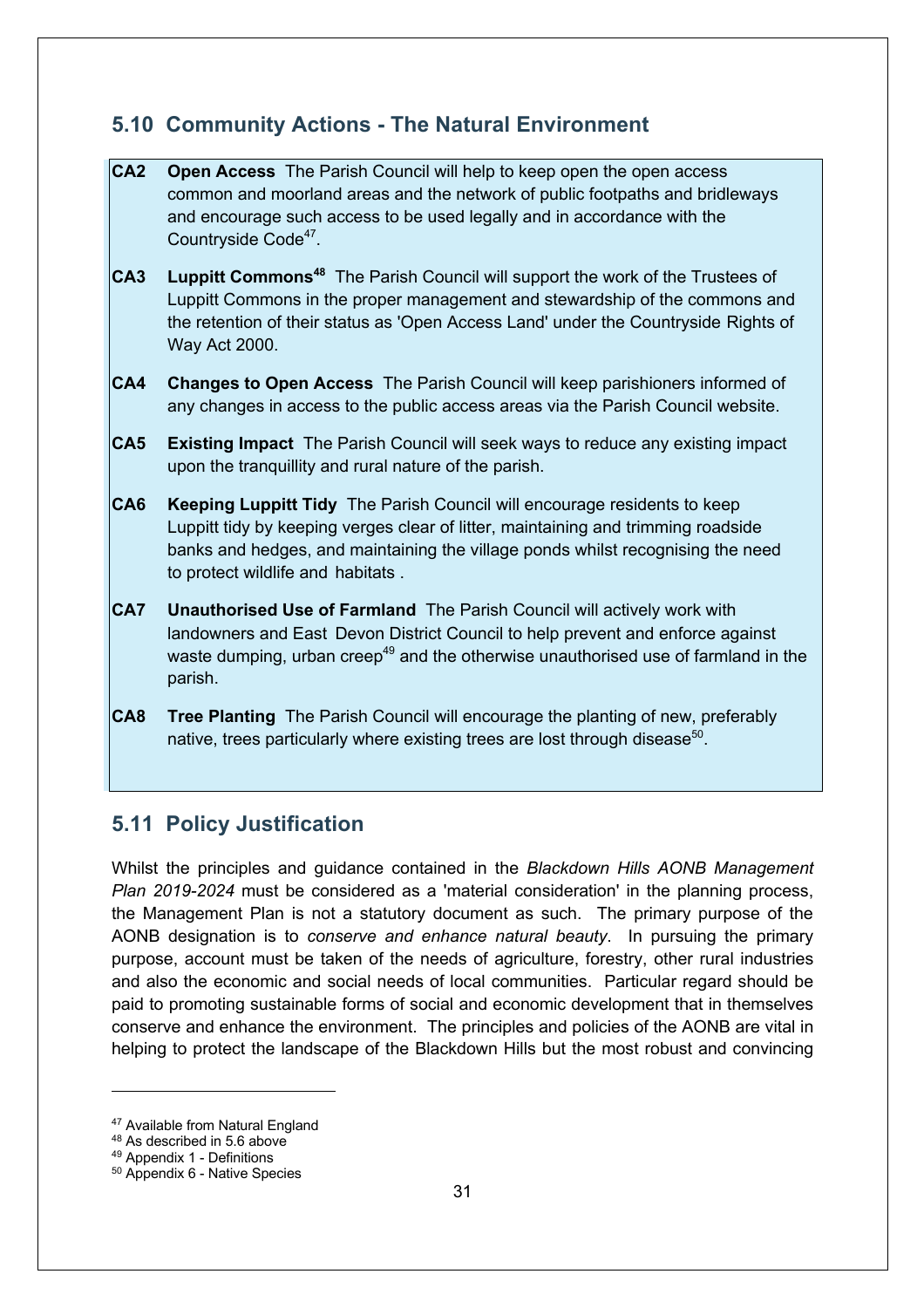## 5.10 Community Actions - The Natural Environment

**CA2 Open Access** The Parish Council will help to keep open the open access common and moorland areas and the network of public footpaths and bridleways and encourage such access to be used legally and in accordance with the Countryside Code[47].

**CA3 Luppitt Commons[48]** The Parish Council will support the work of the Trustees of Luppitt Commons in the proper management and stewardship of the commons and the retention of their status as 'Open Access Land' under the Countryside Rights of Way Act 2000.

**CA4 Changes to Open Access** The Parish Council will keep parishioners informed of any changes in access to the public access areas via the Parish Council website.

**CA5 Existing Impact** The Parish Council will seek ways to reduce any existing impact upon the tranquillity and rural nature of the parish.

**CA6 Keeping Luppitt Tidy** The Parish Council will encourage residents to keep Luppitt tidy by keeping verges clear of litter, maintaining and trimming roadside banks and hedges, and maintaining the village ponds whilst recognising the need to protect wildlife and habitats .

**CA7 Unauthorised Use of Farmland** The Parish Council will actively work with landowners and East Devon District Council to help prevent and enforce against waste dumping, urban creep[49] and the otherwise unauthorised use of farmland in the parish.

**CA8 Tree Planting** The Parish Council will encourage the planting of new, preferably native, trees particularly where existing trees are lost through disease[50].

## 5.11 Policy Justification

Whilst the principles and guidance contained in the *Blackdown Hills AONB Management Plan 2019-2024* must be considered as a 'material consideration' in the planning process, the Management Plan is not a statutory document as such. The primary purpose of the AONB designation is to *conserve and enhance natural beauty*. In pursuing the primary purpose, account must be taken of the needs of agriculture, forestry, other rural industries and also the economic and social needs of local communities. Particular regard should be paid to promoting sustainable forms of social and economic development that in themselves conserve and enhance the environment. The principles and policies of the AONB are vital in helping to protect the landscape of the Blackdown Hills but the most robust and convincing

---

[47] Available from Natural England
[48] As described in 5.6 above
[49] Appendix 1 - Definitions
[50] Appendix 6 - Native Species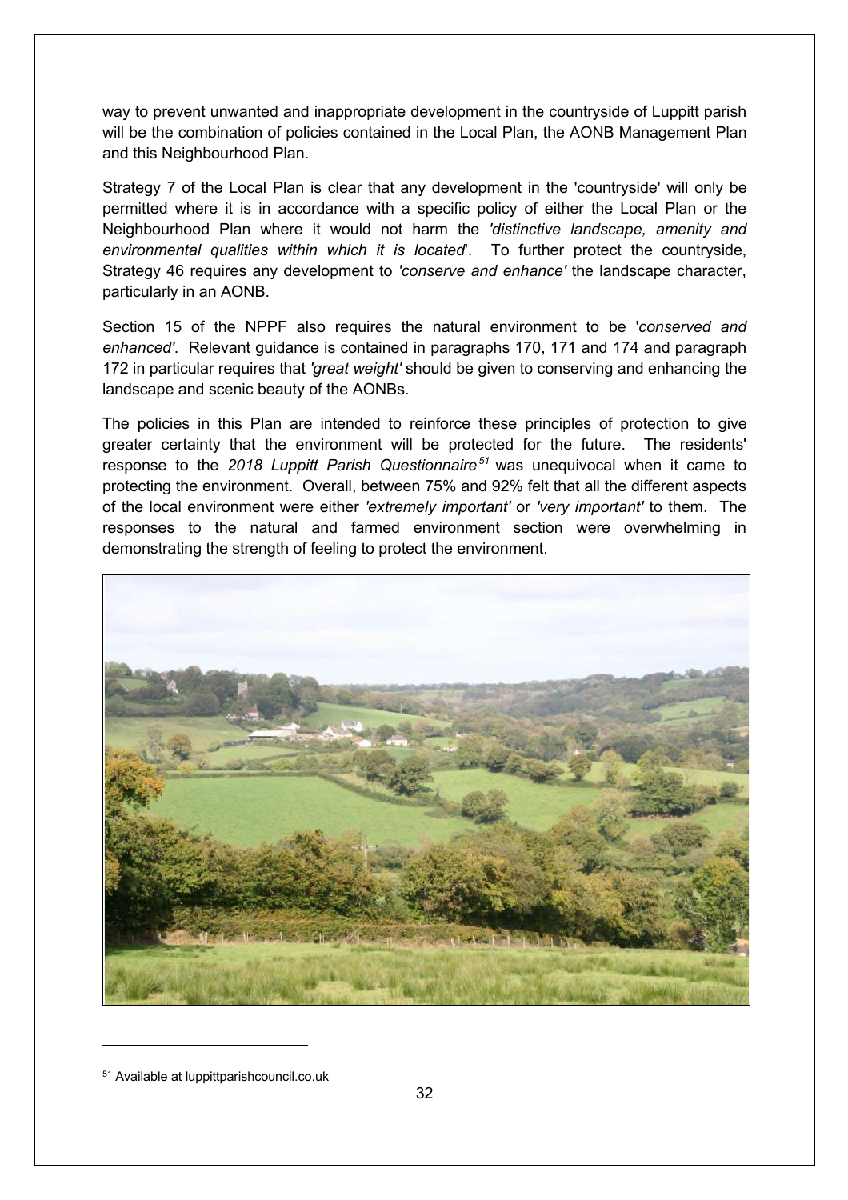way to prevent unwanted and inappropriate development in the countryside of Luppitt parish will be the combination of policies contained in the Local Plan, the AONB Management Plan and this Neighbourhood Plan.

Strategy 7 of the Local Plan is clear that any development in the 'countryside' will only be permitted where it is in accordance with a specific policy of either the Local Plan or the Neighbourhood Plan where it would not harm the *'distinctive landscape, amenity and environmental qualities within which it is located*'. To further protect the countryside, Strategy 46 requires any development to *'conserve and enhance'* the landscape character, particularly in an AONB.

Section 15 of the NPPF also requires the natural environment to be '*conserved and enhanced'*. Relevant guidance is contained in paragraphs 170, 171 and 174 and paragraph 172 in particular requires that *'great weight'* should be given to conserving and enhancing the landscape and scenic beauty of the AONBs.

The policies in this Plan are intended to reinforce these principles of protection to give greater certainty that the environment will be protected for the future. The residents' response to the *2018 Luppitt Parish Questionnaire*[51] was unequivocal when it came to protecting the environment. Overall, between 75% and 92% felt that all the different aspects of the local environment were either *'extremely important'* or *'very important'* to them. The responses to the natural and farmed environment section were overwhelming in demonstrating the strength of feeling to protect the environment.

[51] Available at luppittparishcouncil.co.uk